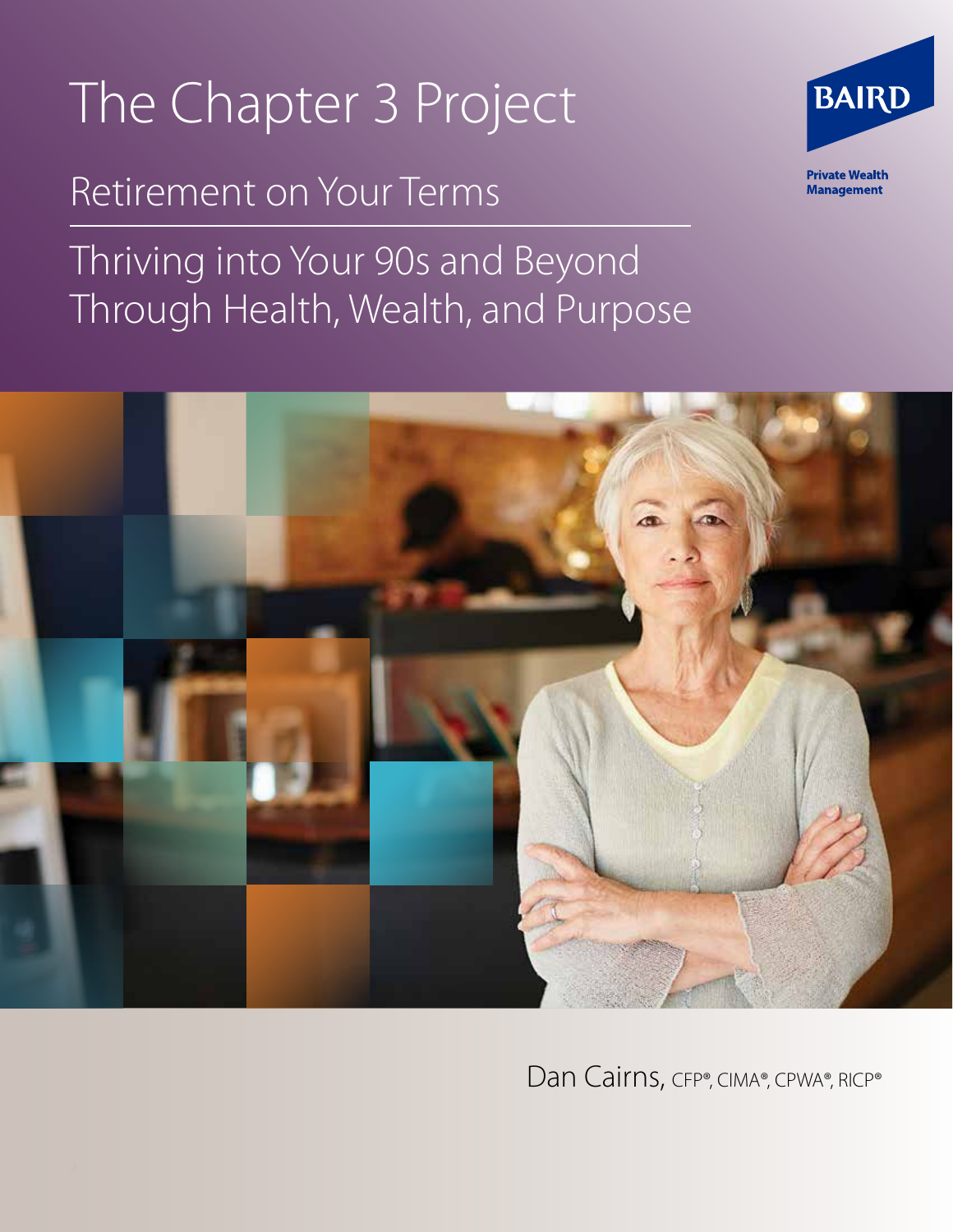# The Chapter 3 Project

## Retirement on Your Terms

## Thriving into Your 90s and Beyond Through Health, Wealth, and Purpose

BAIRD

Private Wealth Management

Dan Cairns, CFP®, CIMA®, CPWA®, RICP®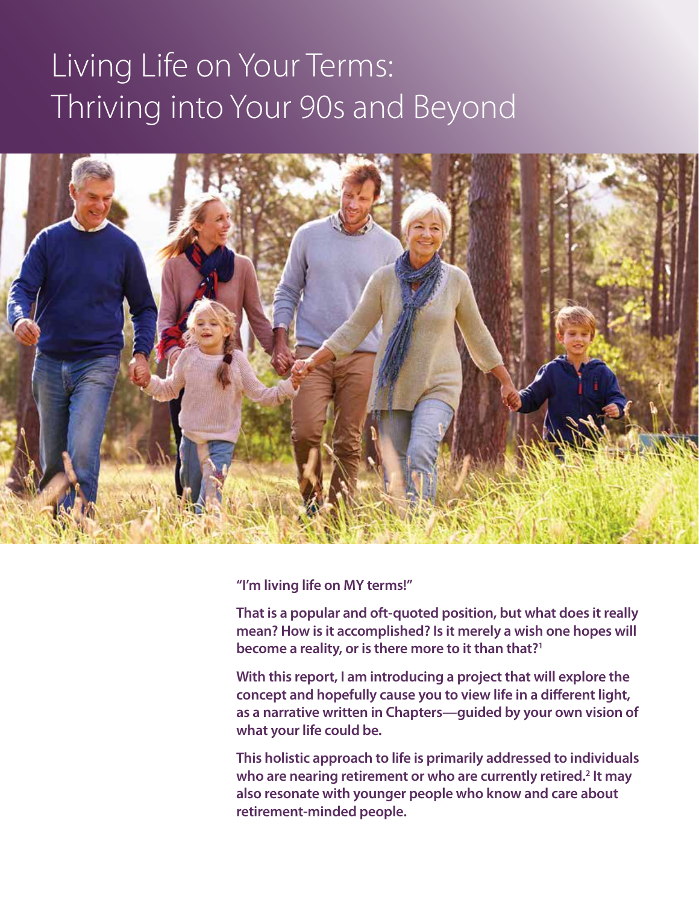# Living Life on Your Terms: Thriving into Your 90s and Beyond

**"I'm living life on MY terms!"**

**That is a popular and oft-quoted position, but what does it really mean? How is it accomplished? Is it merely a wish one hopes will become a reality, or is there more to it than that?[1]**

**With this report, I am introducing a project that will explore the concept and hopefully cause you to view life in a different light, as a narrative written in Chapters—guided by your own vision of what your life could be.**

**This holistic approach to life is primarily addressed to individuals who are nearing retirement or who are currently retired.[2] It may also resonate with younger people who know and care about retirement-minded people.**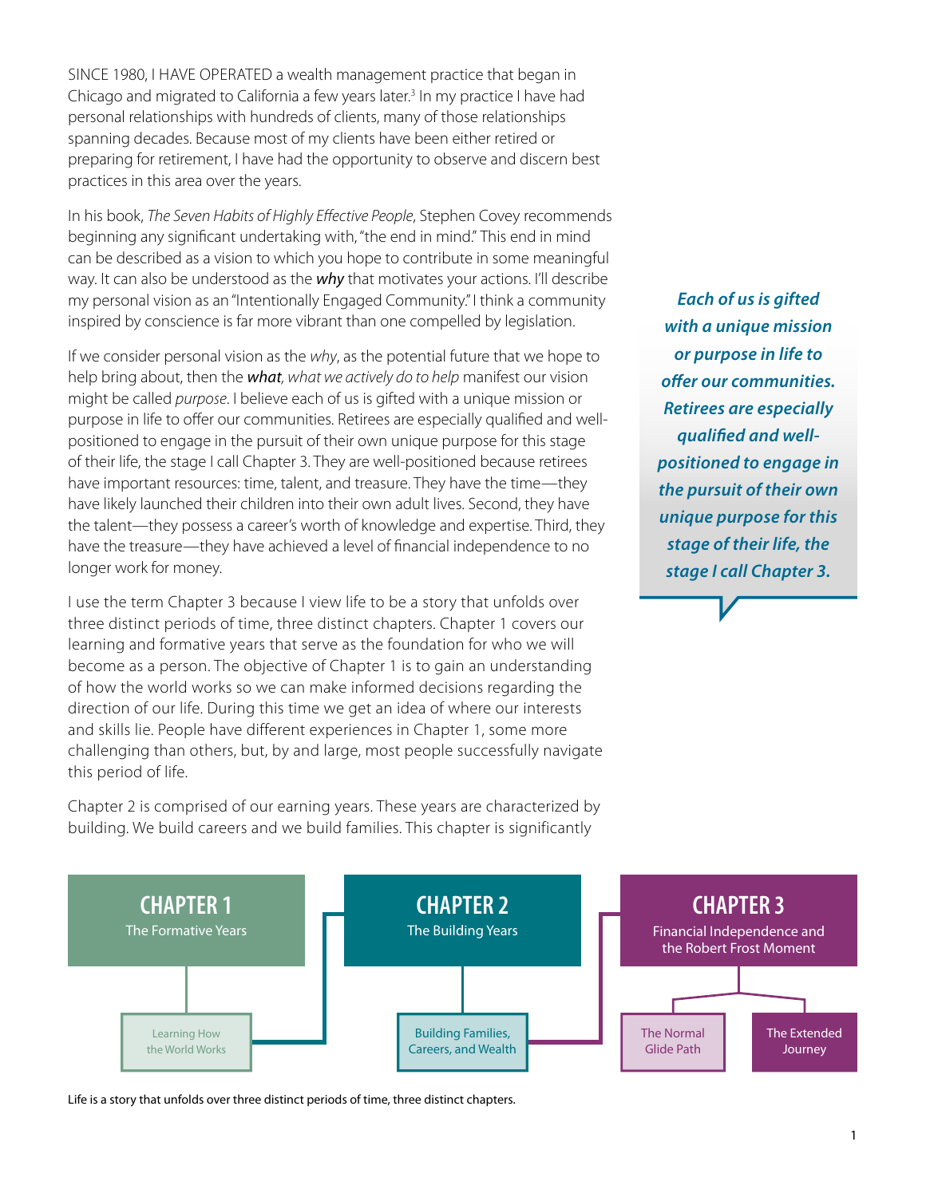SINCE 1980, I HAVE OPERATED a wealth management practice that began in Chicago and migrated to California a few years later.[3] In my practice I have had personal relationships with hundreds of clients, many of those relationships spanning decades. Because most of my clients have been either retired or preparing for retirement, I have had the opportunity to observe and discern best practices in this area over the years.

In his book, *The Seven Habits of Highly Effective People*, Stephen Covey recommends beginning any significant undertaking with, "the end in mind." This end in mind can be described as a vision to which you hope to contribute in some meaningful way. It can also be understood as the ***why*** that motivates your actions. I'll describe my personal vision as an "Intentionally Engaged Community." I think a community inspired by conscience is far more vibrant than one compelled by legislation.

If we consider personal vision as the *why*, as the potential future that we hope to help bring about, then the ***what****, what we actively do to help* manifest our vision might be called *purpose*. I believe each of us is gifted with a unique mission or purpose in life to offer our communities. Retirees are especially qualified and well-positioned to engage in the pursuit of their own unique purpose for this stage of their life, the stage I call Chapter 3. They are well-positioned because retirees have important resources: time, talent, and treasure. They have the time—they have likely launched their children into their own adult lives. Second, they have the talent—they possess a career's worth of knowledge and expertise. Third, they have the treasure—they have achieved a level of financial independence to no longer work for money.

> ***Each of us is gifted with a unique mission or purpose in life to offer our communities. Retirees are especially qualified and well-positioned to engage in the pursuit of their own unique purpose for this stage of their life, the stage I call Chapter 3.***

I use the term Chapter 3 because I view life to be a story that unfolds over three distinct periods of time, three distinct chapters. Chapter 1 covers our learning and formative years that serve as the foundation for who we will become as a person. The objective of Chapter 1 is to gain an understanding of how the world works so we can make informed decisions regarding the direction of our life. During this time we get an idea of where our interests and skills lie. People have different experiences in Chapter 1, some more challenging than others, but, by and large, most people successfully navigate this period of life.

Chapter 2 is comprised of our earning years. These years are characterized by building. We build careers and we build families. This chapter is significantly

**CHAPTER 1** — The Formative Years
- Learning How the World Works

**CHAPTER 2** — The Building Years
- Building Families, Careers, and Wealth

**CHAPTER 3** — Financial Independence and the Robert Frost Moment
- The Normal Glide Path
- The Extended Journey

Life is a story that unfolds over three distinct periods of time, three distinct chapters.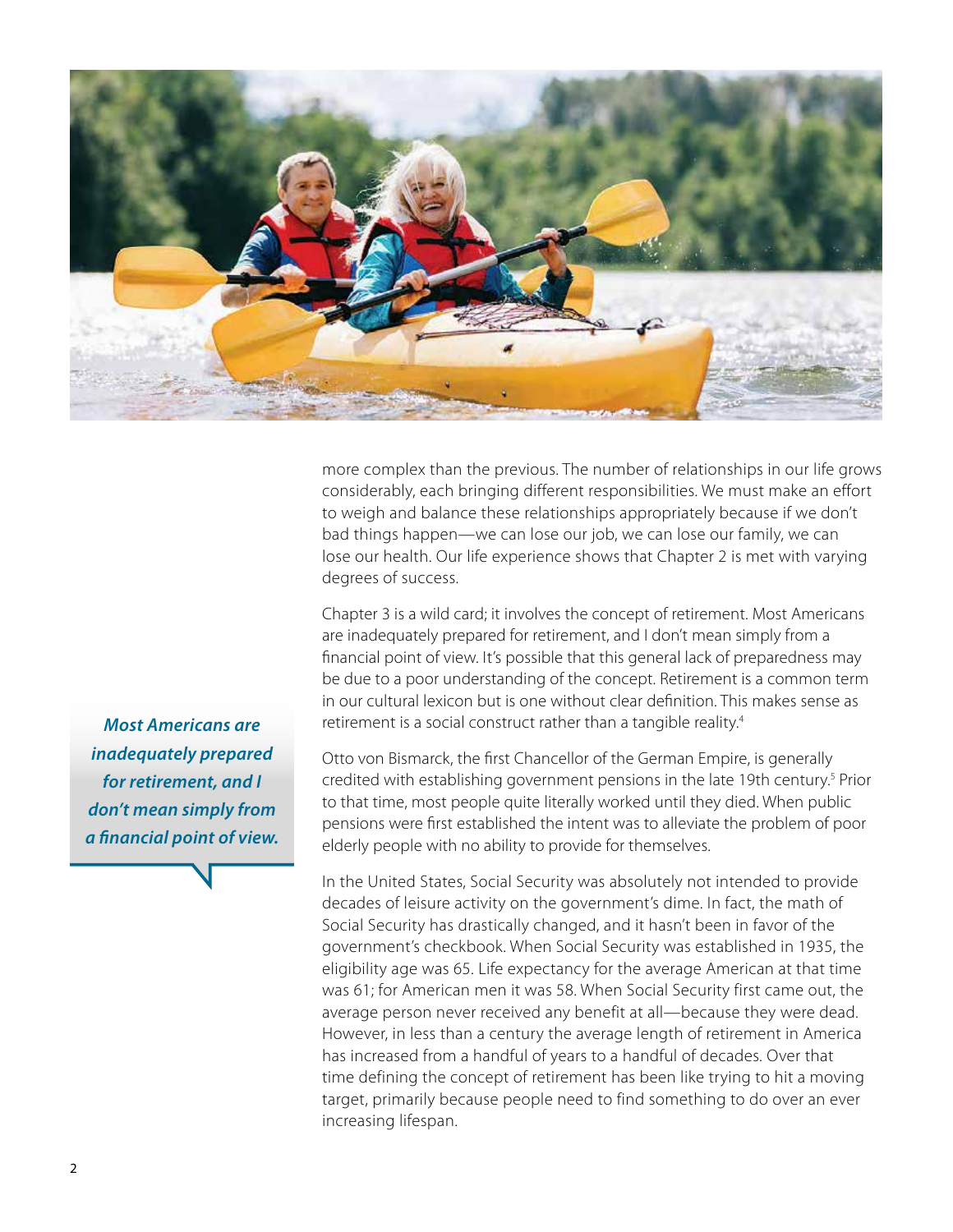more complex than the previous. The number of relationships in our life grows considerably, each bringing different responsibilities. We must make an effort to weigh and balance these relationships appropriately because if we don't bad things happen—we can lose our job, we can lose our family, we can lose our health. Our life experience shows that Chapter 2 is met with varying degrees of success.

Chapter 3 is a wild card; it involves the concept of retirement. Most Americans are inadequately prepared for retirement, and I don't mean simply from a financial point of view. It's possible that this general lack of preparedness may be due to a poor understanding of the concept. Retirement is a common term in our cultural lexicon but is one without clear definition. This makes sense as retirement is a social construct rather than a tangible reality.[4]

***Most Americans are inadequately prepared for retirement, and I don't mean simply from a financial point of view.***

Otto von Bismarck, the first Chancellor of the German Empire, is generally credited with establishing government pensions in the late 19th century.[5] Prior to that time, most people quite literally worked until they died. When public pensions were first established the intent was to alleviate the problem of poor elderly people with no ability to provide for themselves.

In the United States, Social Security was absolutely not intended to provide decades of leisure activity on the government's dime. In fact, the math of Social Security has drastically changed, and it hasn't been in favor of the government's checkbook. When Social Security was established in 1935, the eligibility age was 65. Life expectancy for the average American at that time was 61; for American men it was 58. When Social Security first came out, the average person never received any benefit at all—because they were dead. However, in less than a century the average length of retirement in America has increased from a handful of years to a handful of decades. Over that time defining the concept of retirement has been like trying to hit a moving target, primarily because people need to find something to do over an ever increasing lifespan.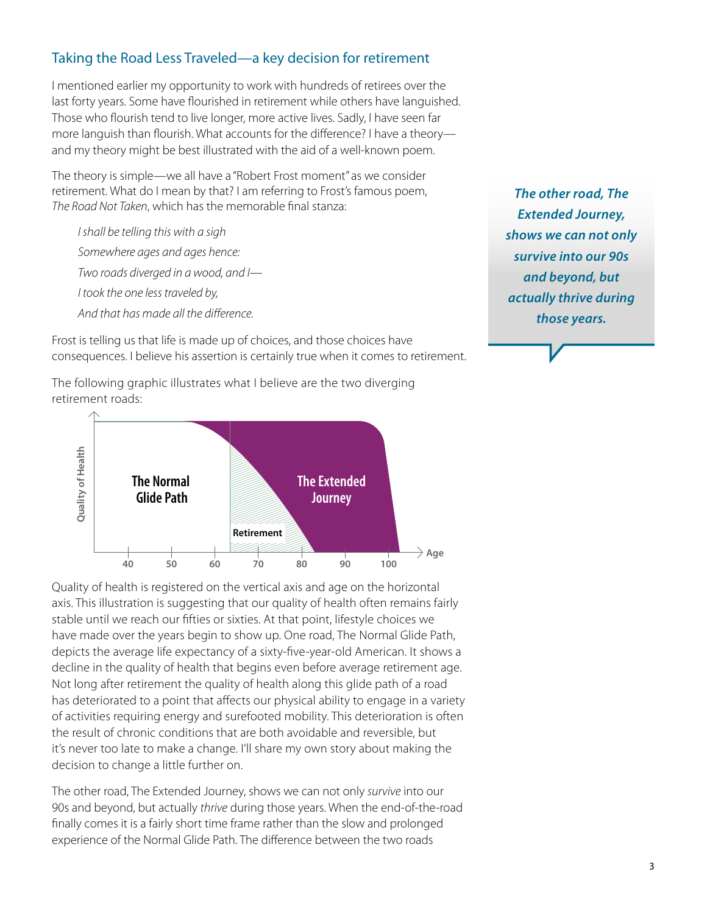## Taking the Road Less Traveled—a key decision for retirement

I mentioned earlier my opportunity to work with hundreds of retirees over the last forty years. Some have flourished in retirement while others have languished. Those who flourish tend to live longer, more active lives. Sadly, I have seen far more languish than flourish. What accounts for the difference? I have a theory—and my theory might be best illustrated with the aid of a well-known poem.

The theory is simple—we all have a "Robert Frost moment" as we consider retirement. What do I mean by that? I am referring to Frost's famous poem, *The Road Not Taken*, which has the memorable final stanza:

> *I shall be telling this with a sigh*
> *Somewhere ages and ages hence:*
> *Two roads diverged in a wood, and I—*
> *I took the one less traveled by,*
> *And that has made all the difference.*

Frost is telling us that life is made up of choices, and those choices have consequences. I believe his assertion is certainly true when it comes to retirement.

> ***The other road, The Extended Journey, shows we can not only survive into our 90s and beyond, but actually thrive during those years.***

The following graphic illustrates what I believe are the two diverging retirement roads:

Quality of Health | The Normal Glide Path | The Extended Journey | Retirement | Age: 40, 50, 60, 70, 80, 90, 100

Quality of health is registered on the vertical axis and age on the horizontal axis. This illustration is suggesting that our quality of health often remains fairly stable until we reach our fifties or sixties. At that point, lifestyle choices we have made over the years begin to show up. One road, The Normal Glide Path, depicts the average life expectancy of a sixty-five-year-old American. It shows a decline in the quality of health that begins even before average retirement age. Not long after retirement the quality of health along this glide path of a road has deteriorated to a point that affects our physical ability to engage in a variety of activities requiring energy and surefooted mobility. This deterioration is often the result of chronic conditions that are both avoidable and reversible, but it's never too late to make a change. I'll share my own story about making the decision to change a little further on.

The other road, The Extended Journey, shows we can not only *survive* into our 90s and beyond, but actually *thrive* during those years. When the end-of-the-road finally comes it is a fairly short time frame rather than the slow and prolonged experience of the Normal Glide Path. The difference between the two roads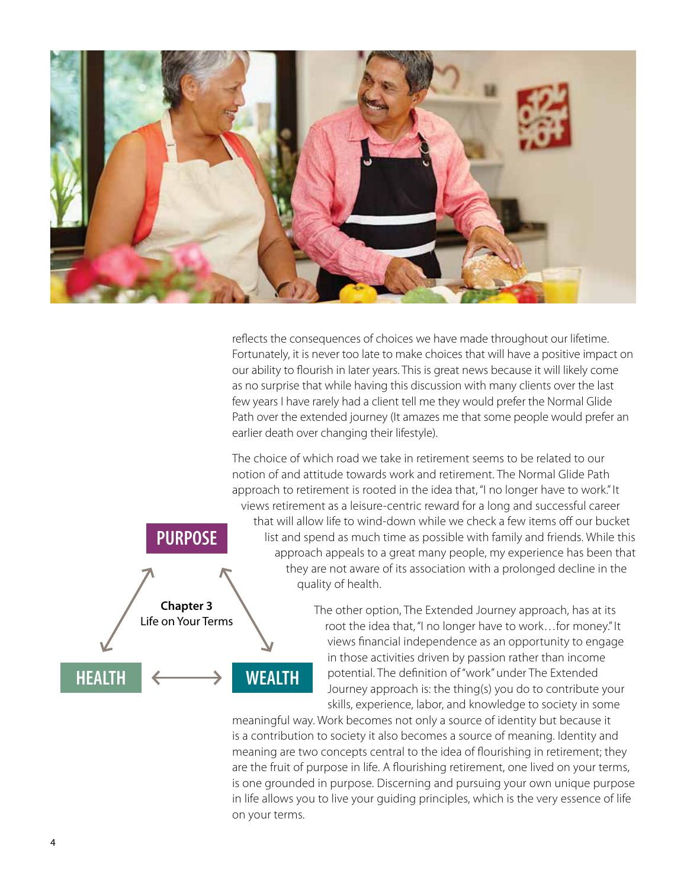reflects the consequences of choices we have made throughout our lifetime. Fortunately, it is never too late to make choices that will have a positive impact on our ability to flourish in later years. This is great news because it will likely come as no surprise that while having this discussion with many clients over the last few years I have rarely had a client tell me they would prefer the Normal Glide Path over the extended journey (It amazes me that some people would prefer an earlier death over changing their lifestyle).

The choice of which road we take in retirement seems to be related to our notion of and attitude towards work and retirement. The Normal Glide Path approach to retirement is rooted in the idea that, "I no longer have to work." It views retirement as a leisure-centric reward for a long and successful career that will allow life to wind-down while we check a few items off our bucket list and spend as much time as possible with family and friends. While this approach appeals to a great many people, my experience has been that they are not aware of its association with a prolonged decline in the quality of health.

PURPOSE

**Chapter 3**
Life on Your Terms

HEALTH ⟷ WEALTH

The other option, The Extended Journey approach, has at its root the idea that, "I no longer have to work…for money." It views financial independence as an opportunity to engage in those activities driven by passion rather than income potential. The definition of "work" under The Extended Journey approach is: the thing(s) you do to contribute your skills, experience, labor, and knowledge to society in some meaningful way. Work becomes not only a source of identity but because it is a contribution to society it also becomes a source of meaning. Identity and meaning are two concepts central to the idea of flourishing in retirement; they are the fruit of purpose in life. A flourishing retirement, one lived on your terms, is one grounded in purpose. Discerning and pursuing your own unique purpose in life allows you to live your guiding principles, which is the very essence of life on your terms.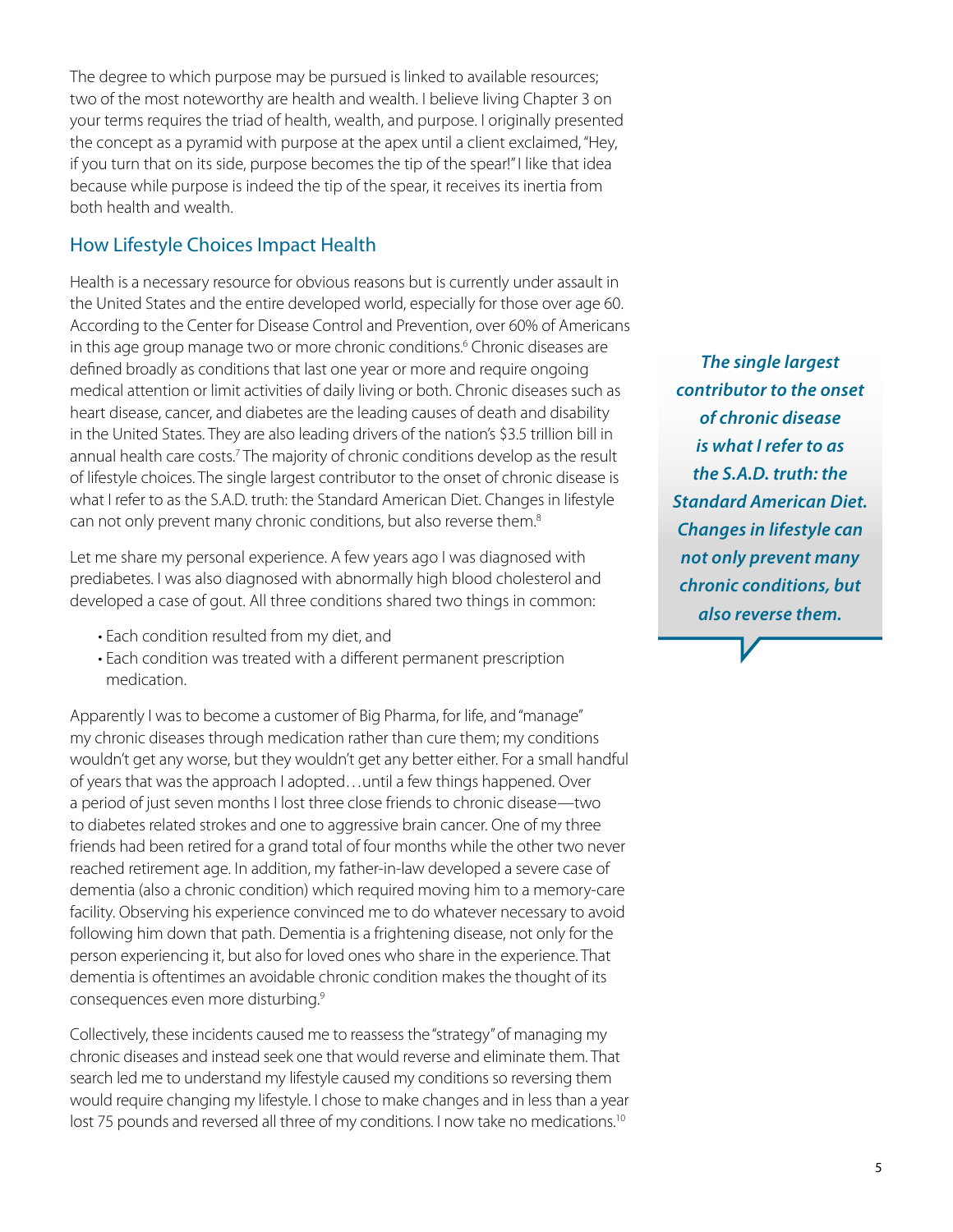The degree to which purpose may be pursued is linked to available resources; two of the most noteworthy are health and wealth. I believe living Chapter 3 on your terms requires the triad of health, wealth, and purpose. I originally presented the concept as a pyramid with purpose at the apex until a client exclaimed, "Hey, if you turn that on its side, purpose becomes the tip of the spear!" I like that idea because while purpose is indeed the tip of the spear, it receives its inertia from both health and wealth.

## How Lifestyle Choices Impact Health

Health is a necessary resource for obvious reasons but is currently under assault in the United States and the entire developed world, especially for those over age 60. According to the Center for Disease Control and Prevention, over 60% of Americans in this age group manage two or more chronic conditions.[6] Chronic diseases are defined broadly as conditions that last one year or more and require ongoing medical attention or limit activities of daily living or both. Chronic diseases such as heart disease, cancer, and diabetes are the leading causes of death and disability in the United States. They are also leading drivers of the nation's $3.5 trillion bill in annual health care costs.[7] The majority of chronic conditions develop as the result of lifestyle choices. The single largest contributor to the onset of chronic disease is what I refer to as the S.A.D. truth: the Standard American Diet. Changes in lifestyle can not only prevent many chronic conditions, but also reverse them.[8]

> ***The single largest contributor to the onset of chronic disease is what I refer to as the S.A.D. truth: the Standard American Diet. Changes in lifestyle can not only prevent many chronic conditions, but also reverse them.***

Let me share my personal experience. A few years ago I was diagnosed with prediabetes. I was also diagnosed with abnormally high blood cholesterol and developed a case of gout. All three conditions shared two things in common:

- Each condition resulted from my diet, and
- Each condition was treated with a different permanent prescription medication.

Apparently I was to become a customer of Big Pharma, for life, and "manage" my chronic diseases through medication rather than cure them; my conditions wouldn't get any worse, but they wouldn't get any better either. For a small handful of years that was the approach I adopted…until a few things happened. Over a period of just seven months I lost three close friends to chronic disease—two to diabetes related strokes and one to aggressive brain cancer. One of my three friends had been retired for a grand total of four months while the other two never reached retirement age. In addition, my father-in-law developed a severe case of dementia (also a chronic condition) which required moving him to a memory-care facility. Observing his experience convinced me to do whatever necessary to avoid following him down that path. Dementia is a frightening disease, not only for the person experiencing it, but also for loved ones who share in the experience. That dementia is oftentimes an avoidable chronic condition makes the thought of its consequences even more disturbing.[9]

Collectively, these incidents caused me to reassess the "strategy" of managing my chronic diseases and instead seek one that would reverse and eliminate them. That search led me to understand my lifestyle caused my conditions so reversing them would require changing my lifestyle. I chose to make changes and in less than a year lost 75 pounds and reversed all three of my conditions. I now take no medications.[10]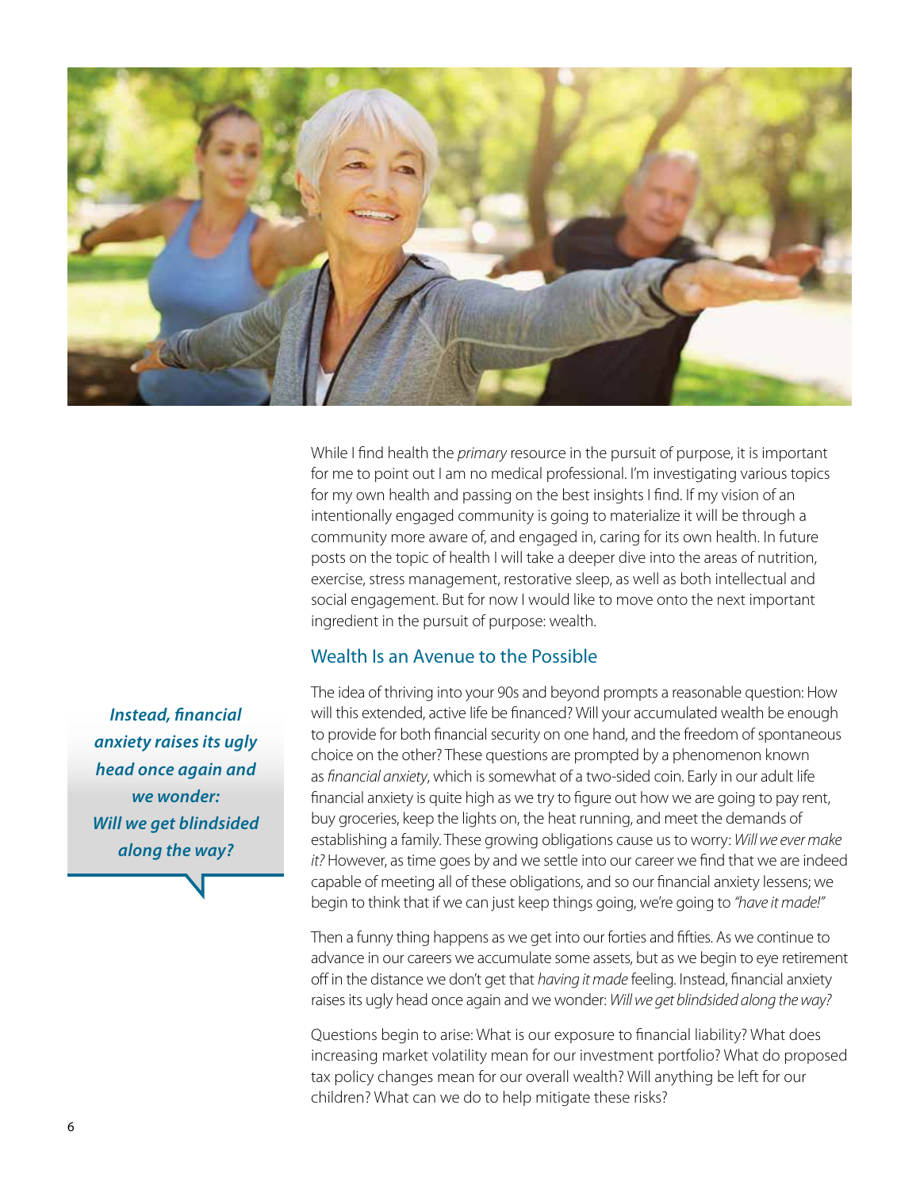While I find health the *primary* resource in the pursuit of purpose, it is important for me to point out I am no medical professional. I'm investigating various topics for my own health and passing on the best insights I find. If my vision of an intentionally engaged community is going to materialize it will be through a community more aware of, and engaged in, caring for its own health. In future posts on the topic of health I will take a deeper dive into the areas of nutrition, exercise, stress management, restorative sleep, as well as both intellectual and social engagement. But for now I would like to move onto the next important ingredient in the pursuit of purpose: wealth.

## Wealth Is an Avenue to the Possible

The idea of thriving into your 90s and beyond prompts a reasonable question: How will this extended, active life be financed? Will your accumulated wealth be enough to provide for both financial security on one hand, and the freedom of spontaneous choice on the other? These questions are prompted by a phenomenon known as *financial anxiety*, which is somewhat of a two-sided coin. Early in our adult life financial anxiety is quite high as we try to figure out how we are going to pay rent, buy groceries, keep the lights on, the heat running, and meet the demands of establishing a family. These growing obligations cause us to worry: *Will we ever make it?* However, as time goes by and we settle into our career we find that we are indeed capable of meeting all of these obligations, and so our financial anxiety lessens; we begin to think that if we can just keep things going, we're going to *"have it made!"*

Then a funny thing happens as we get into our forties and fifties. As we continue to advance in our careers we accumulate some assets, but as we begin to eye retirement off in the distance we don't get that *having it made* feeling. Instead, financial anxiety raises its ugly head once again and we wonder: *Will we get blindsided along the way?*

> ***Instead, financial anxiety raises its ugly head once again and we wonder: Will we get blindsided along the way?***

Questions begin to arise: What is our exposure to financial liability? What does increasing market volatility mean for our investment portfolio? What do proposed tax policy changes mean for our overall wealth? Will anything be left for our children? What can we do to help mitigate these risks?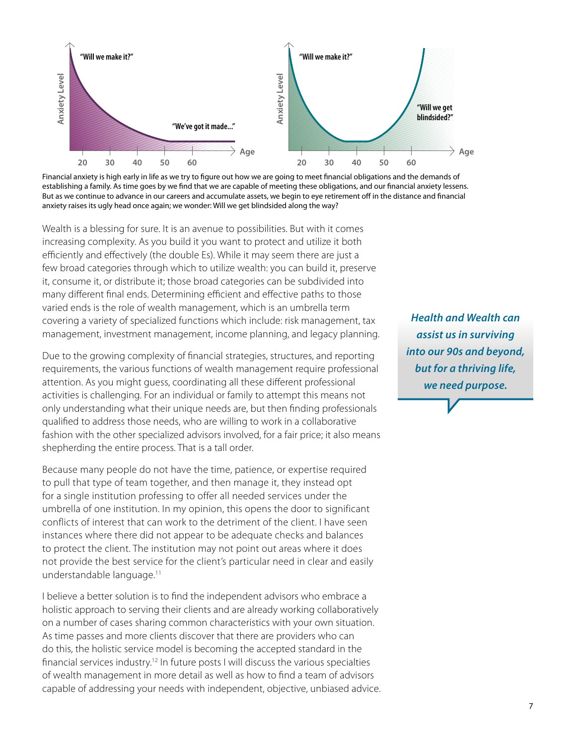Financial anxiety is high early in life as we try to figure out how we are going to meet financial obligations and the demands of establishing a family. As time goes by we find that we are capable of meeting these obligations, and our financial anxiety lessens. But as we continue to advance in our careers and accumulate assets, we begin to eye retirement off in the distance and financial anxiety raises its ugly head once again; we wonder: Will we get blindsided along the way?

Wealth is a blessing for sure. It is an avenue to possibilities. But with it comes increasing complexity. As you build it you want to protect and utilize it both efficiently and effectively (the double Es). While it may seem there are just a few broad categories through which to utilize wealth: you can build it, preserve it, consume it, or distribute it; those broad categories can be subdivided into many different final ends. Determining efficient and effective paths to those varied ends is the role of wealth management, which is an umbrella term covering a variety of specialized functions which include: risk management, tax management, investment management, income planning, and legacy planning.

> ***Health and Wealth can assist us in surviving into our 90s and beyond, but for a thriving life, we need purpose.***

Due to the growing complexity of financial strategies, structures, and reporting requirements, the various functions of wealth management require professional attention. As you might guess, coordinating all these different professional activities is challenging. For an individual or family to attempt this means not only understanding what their unique needs are, but then finding professionals qualified to address those needs, who are willing to work in a collaborative fashion with the other specialized advisors involved, for a fair price; it also means shepherding the entire process. That is a tall order.

Because many people do not have the time, patience, or expertise required to pull that type of team together, and then manage it, they instead opt for a single institution professing to offer all needed services under the umbrella of one institution. In my opinion, this opens the door to significant conflicts of interest that can work to the detriment of the client. I have seen instances where there did not appear to be adequate checks and balances to protect the client. The institution may not point out areas where it does not provide the best service for the client's particular need in clear and easily understandable language.[11]

I believe a better solution is to find the independent advisors who embrace a holistic approach to serving their clients and are already working collaboratively on a number of cases sharing common characteristics with your own situation. As time passes and more clients discover that there are providers who can do this, the holistic service model is becoming the accepted standard in the financial services industry.[12] In future posts I will discuss the various specialties of wealth management in more detail as well as how to find a team of advisors capable of addressing your needs with independent, objective, unbiased advice.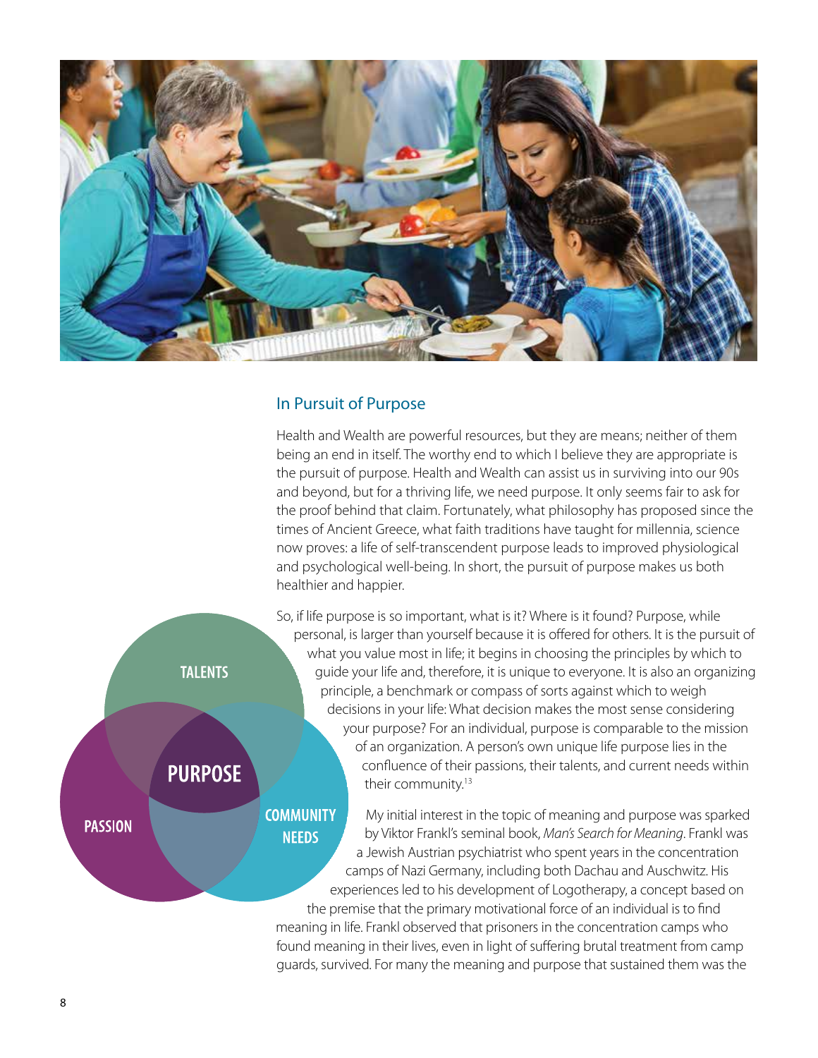## In Pursuit of Purpose

Health and Wealth are powerful resources, but they are means; neither of them being an end in itself. The worthy end to which I believe they are appropriate is the pursuit of purpose. Health and Wealth can assist us in surviving into our 90s and beyond, but for a thriving life, we need purpose. It only seems fair to ask for the proof behind that claim. Fortunately, what philosophy has proposed since the times of Ancient Greece, what faith traditions have taught for millennia, science now proves: a life of self-transcendent purpose leads to improved physiological and psychological well-being. In short, the pursuit of purpose makes us both healthier and happier.

So, if life purpose is so important, what is it? Where is it found? Purpose, while personal, is larger than yourself because it is offered for others. It is the pursuit of what you value most in life; it begins in choosing the principles by which to guide your life and, therefore, it is unique to everyone. It is also an organizing principle, a benchmark or compass of sorts against which to weigh decisions in your life: What decision makes the most sense considering your purpose? For an individual, purpose is comparable to the mission of an organization. A person's own unique life purpose lies in the confluence of their passions, their talents, and current needs within their community.[13]

TALENTS | PASSION | COMMUNITY NEEDS | PURPOSE

My initial interest in the topic of meaning and purpose was sparked by Viktor Frankl's seminal book, *Man's Search for Meaning*. Frankl was a Jewish Austrian psychiatrist who spent years in the concentration camps of Nazi Germany, including both Dachau and Auschwitz. His experiences led to his development of Logotherapy, a concept based on the premise that the primary motivational force of an individual is to find meaning in life. Frankl observed that prisoners in the concentration camps who found meaning in their lives, even in light of suffering brutal treatment from camp guards, survived. For many the meaning and purpose that sustained them was the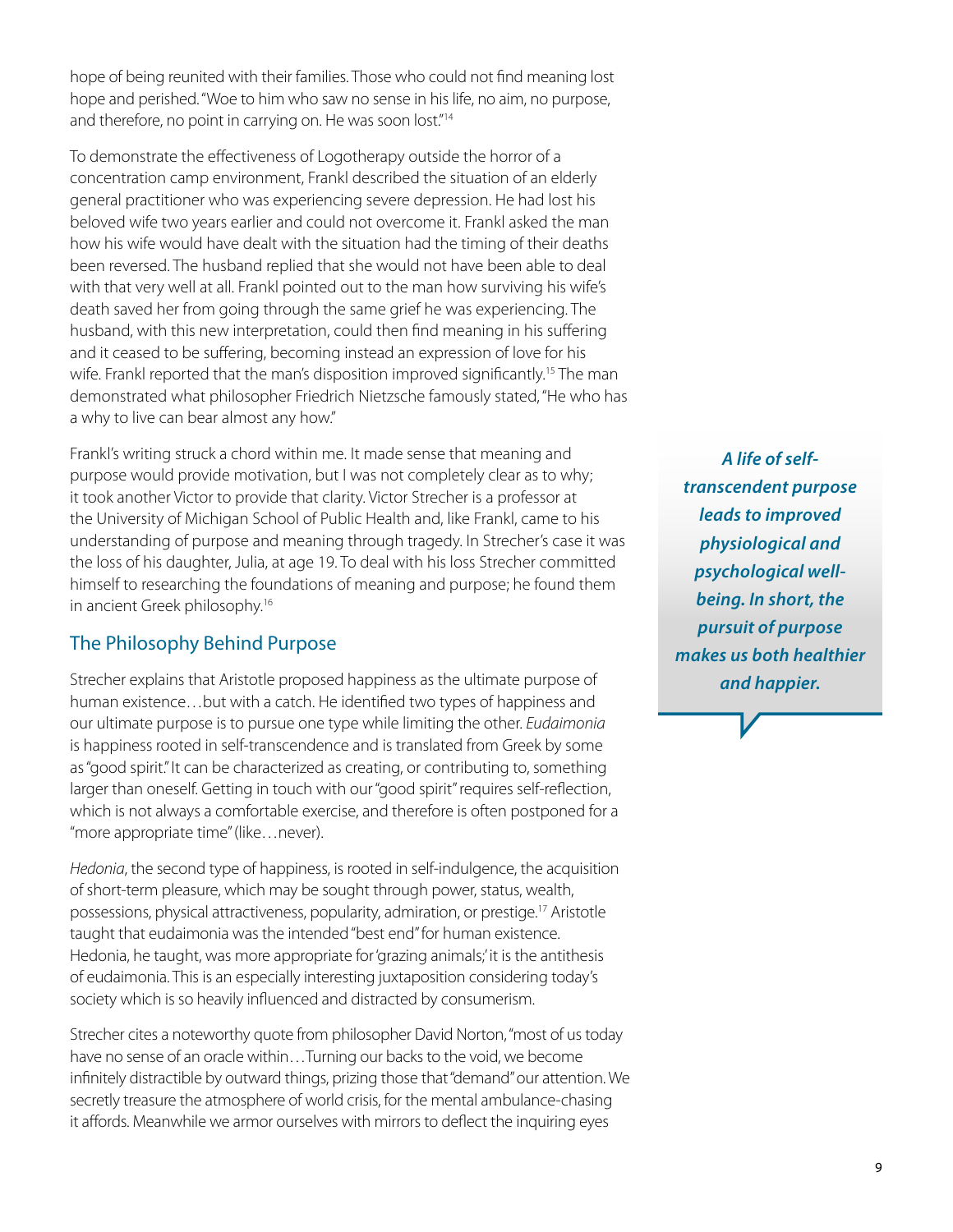hope of being reunited with their families. Those who could not find meaning lost hope and perished. "Woe to him who saw no sense in his life, no aim, no purpose, and therefore, no point in carrying on. He was soon lost."[14]

To demonstrate the effectiveness of Logotherapy outside the horror of a concentration camp environment, Frankl described the situation of an elderly general practitioner who was experiencing severe depression. He had lost his beloved wife two years earlier and could not overcome it. Frankl asked the man how his wife would have dealt with the situation had the timing of their deaths been reversed. The husband replied that she would not have been able to deal with that very well at all. Frankl pointed out to the man how surviving his wife's death saved her from going through the same grief he was experiencing. The husband, with this new interpretation, could then find meaning in his suffering and it ceased to be suffering, becoming instead an expression of love for his wife. Frankl reported that the man's disposition improved significantly.[15] The man demonstrated what philosopher Friedrich Nietzsche famously stated, "He who has a why to live can bear almost any how."

Frankl's writing struck a chord within me. It made sense that meaning and purpose would provide motivation, but I was not completely clear as to why; it took another Victor to provide that clarity. Victor Strecher is a professor at the University of Michigan School of Public Health and, like Frankl, came to his understanding of purpose and meaning through tragedy. In Strecher's case it was the loss of his daughter, Julia, at age 19. To deal with his loss Strecher committed himself to researching the foundations of meaning and purpose; he found them in ancient Greek philosophy.[16]

> ***A life of self-transcendent purpose leads to improved physiological and psychological well-being. In short, the pursuit of purpose makes us both healthier and happier.***

## The Philosophy Behind Purpose

Strecher explains that Aristotle proposed happiness as the ultimate purpose of human existence…but with a catch. He identified two types of happiness and our ultimate purpose is to pursue one type while limiting the other. *Eudaimonia* is happiness rooted in self-transcendence and is translated from Greek by some as "good spirit." It can be characterized as creating, or contributing to, something larger than oneself. Getting in touch with our "good spirit" requires self-reflection, which is not always a comfortable exercise, and therefore is often postponed for a "more appropriate time" (like…never).

*Hedonia*, the second type of happiness, is rooted in self-indulgence, the acquisition of short-term pleasure, which may be sought through power, status, wealth, possessions, physical attractiveness, popularity, admiration, or prestige.[17] Aristotle taught that eudaimonia was the intended "best end" for human existence. Hedonia, he taught, was more appropriate for 'grazing animals;' it is the antithesis of eudaimonia. This is an especially interesting juxtaposition considering today's society which is so heavily influenced and distracted by consumerism.

Strecher cites a noteworthy quote from philosopher David Norton, "most of us today have no sense of an oracle within…Turning our backs to the void, we become infinitely distractible by outward things, prizing those that "demand" our attention. We secretly treasure the atmosphere of world crisis, for the mental ambulance-chasing it affords. Meanwhile we armor ourselves with mirrors to deflect the inquiring eyes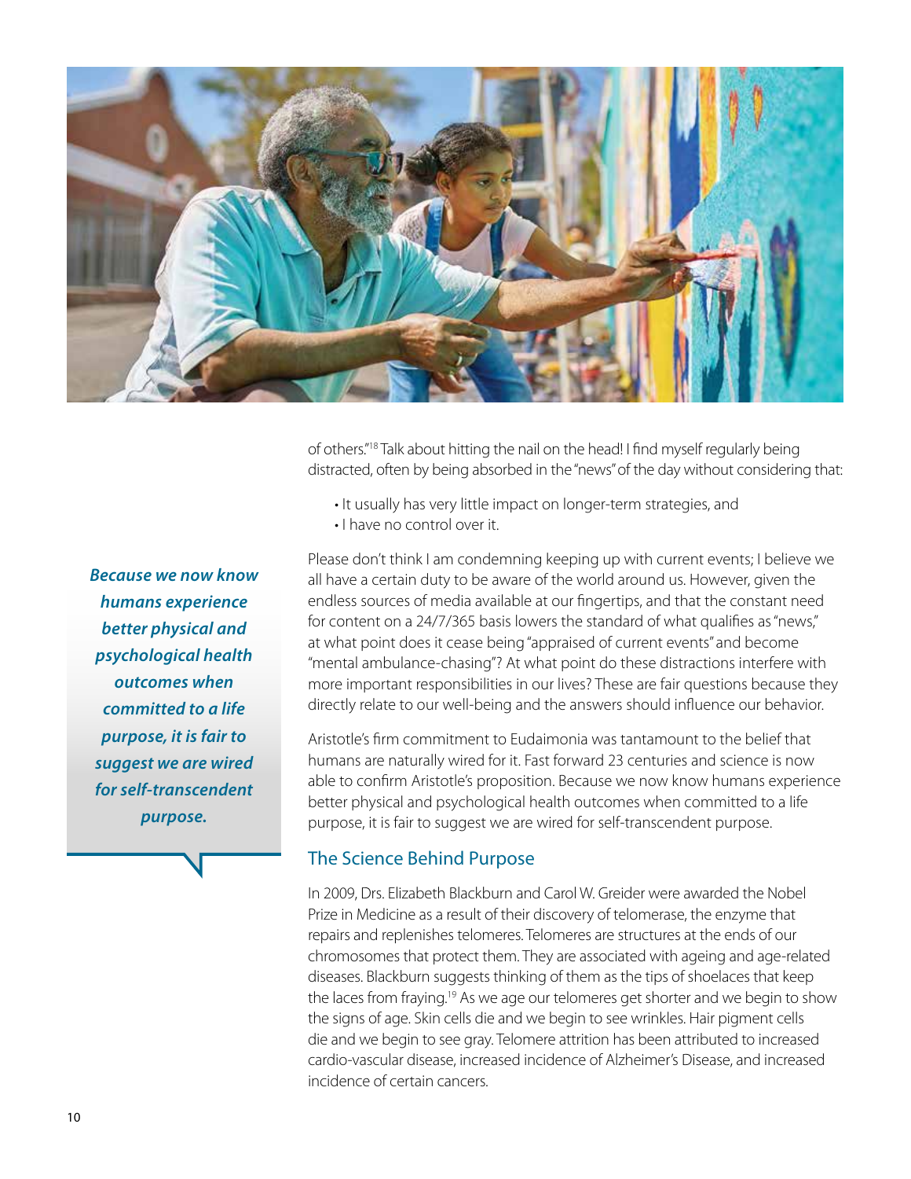of others."[18] Talk about hitting the nail on the head! I find myself regularly being distracted, often by being absorbed in the "news" of the day without considering that:

- It usually has very little impact on longer-term strategies, and
- I have no control over it.

Please don't think I am condemning keeping up with current events; I believe we all have a certain duty to be aware of the world around us. However, given the endless sources of media available at our fingertips, and that the constant need for content on a 24/7/365 basis lowers the standard of what qualifies as "news," at what point does it cease being "appraised of current events" and become "mental ambulance-chasing"? At what point do these distractions interfere with more important responsibilities in our lives? These are fair questions because they directly relate to our well-being and the answers should influence our behavior.

Aristotle's firm commitment to Eudaimonia was tantamount to the belief that humans are naturally wired for it. Fast forward 23 centuries and science is now able to confirm Aristotle's proposition. Because we now know humans experience better physical and psychological health outcomes when committed to a life purpose, it is fair to suggest we are wired for self-transcendent purpose.

***Because we now know humans experience better physical and psychological health outcomes when committed to a life purpose, it is fair to suggest we are wired for self-transcendent purpose.***

## The Science Behind Purpose

In 2009, Drs. Elizabeth Blackburn and Carol W. Greider were awarded the Nobel Prize in Medicine as a result of their discovery of telomerase, the enzyme that repairs and replenishes telomeres. Telomeres are structures at the ends of our chromosomes that protect them. They are associated with ageing and age-related diseases. Blackburn suggests thinking of them as the tips of shoelaces that keep the laces from fraying.[19] As we age our telomeres get shorter and we begin to show the signs of age. Skin cells die and we begin to see wrinkles. Hair pigment cells die and we begin to see gray. Telomere attrition has been attributed to increased cardio-vascular disease, increased incidence of Alzheimer's Disease, and increased incidence of certain cancers.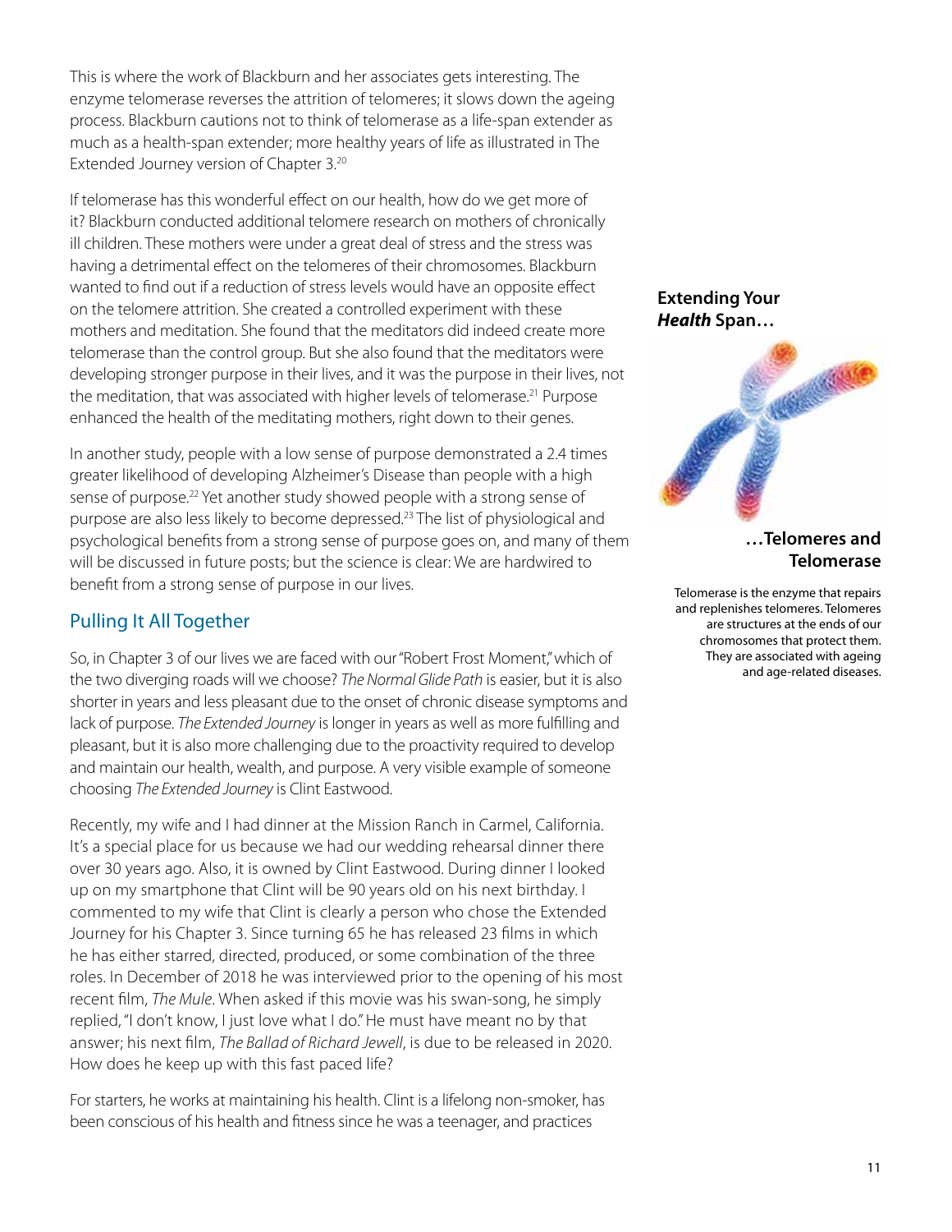This is where the work of Blackburn and her associates gets interesting. The enzyme telomerase reverses the attrition of telomeres; it slows down the ageing process. Blackburn cautions not to think of telomerase as a life-span extender as much as a health-span extender; more healthy years of life as illustrated in The Extended Journey version of Chapter 3.[20]

If telomerase has this wonderful effect on our health, how do we get more of it? Blackburn conducted additional telomere research on mothers of chronically ill children. These mothers were under a great deal of stress and the stress was having a detrimental effect on the telomeres of their chromosomes. Blackburn wanted to find out if a reduction of stress levels would have an opposite effect on the telomere attrition. She created a controlled experiment with these mothers and meditation. She found that the meditators did indeed create more telomerase than the control group. But she also found that the meditators were developing stronger purpose in their lives, and it was the purpose in their lives, not the meditation, that was associated with higher levels of telomerase.[21] Purpose enhanced the health of the meditating mothers, right down to their genes.

In another study, people with a low sense of purpose demonstrated a 2.4 times greater likelihood of developing Alzheimer's Disease than people with a high sense of purpose.[22] Yet another study showed people with a strong sense of purpose are also less likely to become depressed.[23] The list of physiological and psychological benefits from a strong sense of purpose goes on, and many of them will be discussed in future posts; but the science is clear: We are hardwired to benefit from a strong sense of purpose in our lives.

**Extending Your *Health* Span…**

**…Telomeres and Telomerase**

Telomerase is the enzyme that repairs and replenishes telomeres. Telomeres are structures at the ends of our chromosomes that protect them. They are associated with ageing and age-related diseases.

## Pulling It All Together

So, in Chapter 3 of our lives we are faced with our "Robert Frost Moment," which of the two diverging roads will we choose? *The Normal Glide Path* is easier, but it is also shorter in years and less pleasant due to the onset of chronic disease symptoms and lack of purpose. *The Extended Journey* is longer in years as well as more fulfilling and pleasant, but it is also more challenging due to the proactivity required to develop and maintain our health, wealth, and purpose. A very visible example of someone choosing *The Extended Journey* is Clint Eastwood.

Recently, my wife and I had dinner at the Mission Ranch in Carmel, California. It's a special place for us because we had our wedding rehearsal dinner there over 30 years ago. Also, it is owned by Clint Eastwood. During dinner I looked up on my smartphone that Clint will be 90 years old on his next birthday. I commented to my wife that Clint is clearly a person who chose the Extended Journey for his Chapter 3. Since turning 65 he has released 23 films in which he has either starred, directed, produced, or some combination of the three roles. In December of 2018 he was interviewed prior to the opening of his most recent film, *The Mule*. When asked if this movie was his swan-song, he simply replied, "I don't know, I just love what I do." He must have meant no by that answer; his next film, *The Ballad of Richard Jewell*, is due to be released in 2020. How does he keep up with this fast paced life?

For starters, he works at maintaining his health. Clint is a lifelong non-smoker, has been conscious of his health and fitness since he was a teenager, and practices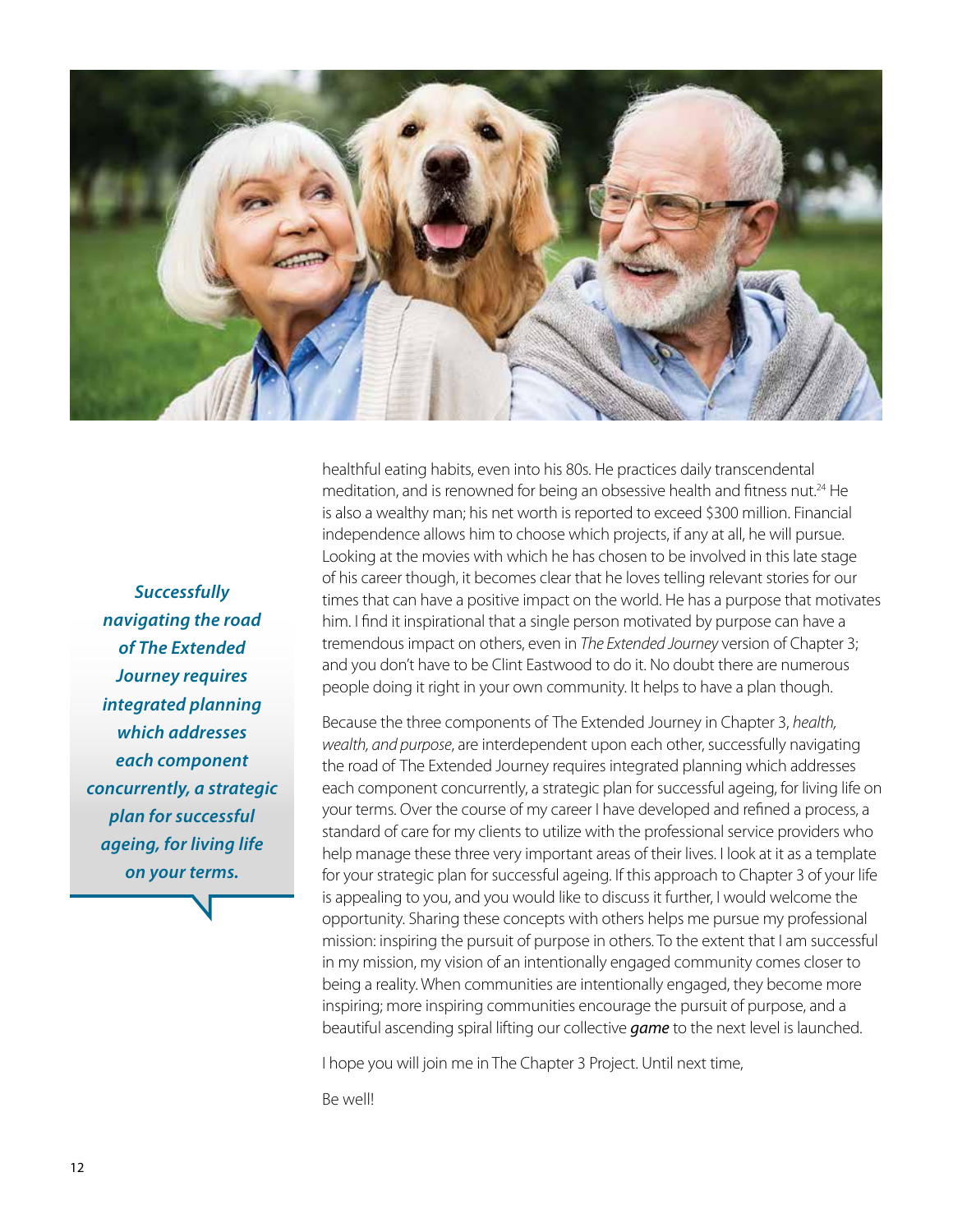healthful eating habits, even into his 80s. He practices daily transcendental meditation, and is renowned for being an obsessive health and fitness nut.[24] He is also a wealthy man; his net worth is reported to exceed $300 million. Financial independence allows him to choose which projects, if any at all, he will pursue. Looking at the movies with which he has chosen to be involved in this late stage of his career though, it becomes clear that he loves telling relevant stories for our times that can have a positive impact on the world. He has a purpose that motivates him. I find it inspirational that a single person motivated by purpose can have a tremendous impact on others, even in *The Extended Journey* version of Chapter 3; and you don't have to be Clint Eastwood to do it. No doubt there are numerous people doing it right in your own community. It helps to have a plan though.

> ***Successfully navigating the road of The Extended Journey requires integrated planning which addresses each component concurrently, a strategic plan for successful ageing, for living life on your terms.***

Because the three components of The Extended Journey in Chapter 3, *health, wealth, and purpose*, are interdependent upon each other, successfully navigating the road of The Extended Journey requires integrated planning which addresses each component concurrently, a strategic plan for successful ageing, for living life on your terms. Over the course of my career I have developed and refined a process, a standard of care for my clients to utilize with the professional service providers who help manage these three very important areas of their lives. I look at it as a template for your strategic plan for successful ageing. If this approach to Chapter 3 of your life is appealing to you, and you would like to discuss it further, I would welcome the opportunity. Sharing these concepts with others helps me pursue my professional mission: inspiring the pursuit of purpose in others. To the extent that I am successful in my mission, my vision of an intentionally engaged community comes closer to being a reality. When communities are intentionally engaged, they become more inspiring; more inspiring communities encourage the pursuit of purpose, and a beautiful ascending spiral lifting our collective ***game*** to the next level is launched.

I hope you will join me in The Chapter 3 Project. Until next time,

Be well!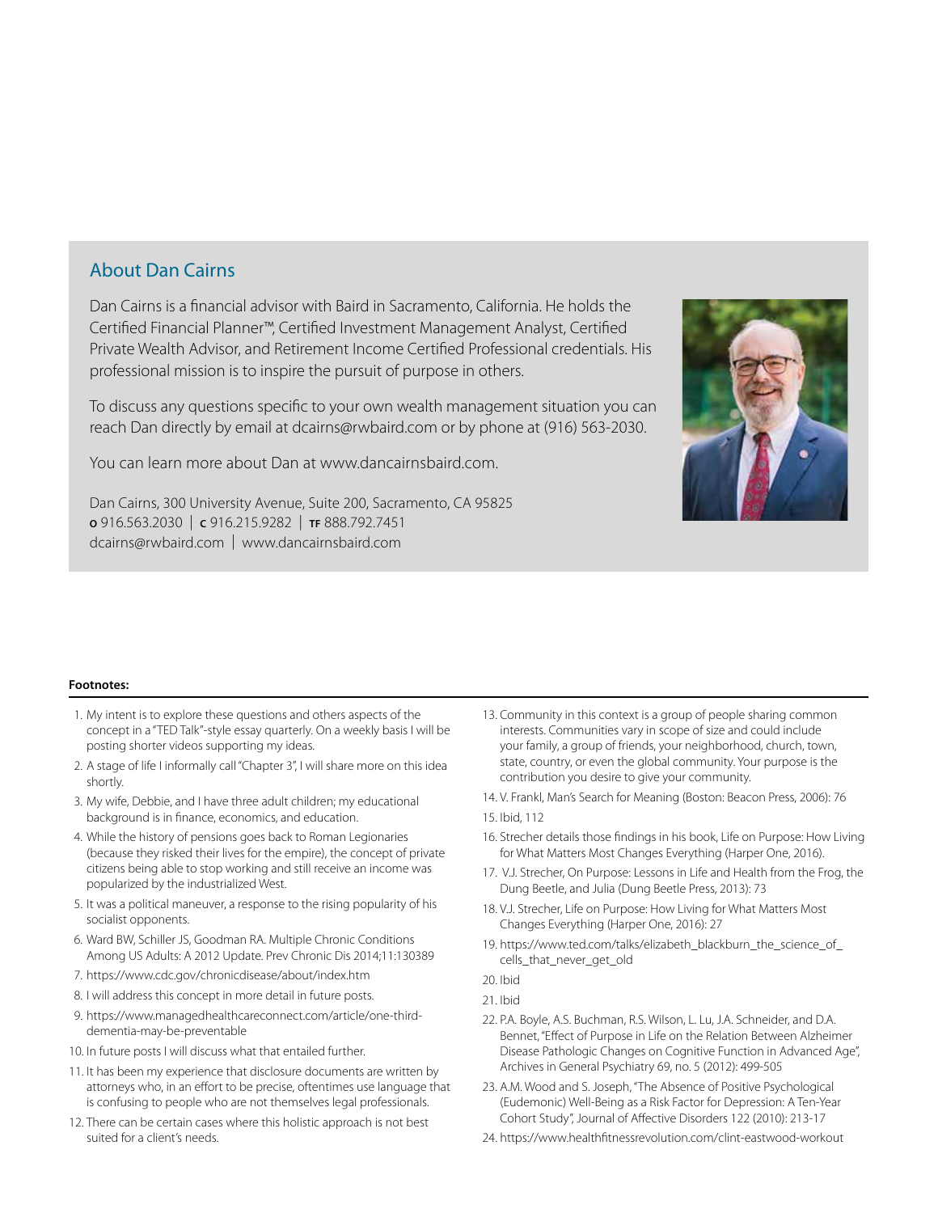## About Dan Cairns

Dan Cairns is a financial advisor with Baird in Sacramento, California. He holds the Certified Financial Planner™, Certified Investment Management Analyst, Certified Private Wealth Advisor, and Retirement Income Certified Professional credentials. His professional mission is to inspire the pursuit of purpose in others.

To discuss any questions specific to your own wealth management situation you can reach Dan directly by email at dcairns@rwbaird.com or by phone at (916) 563-2030.

You can learn more about Dan at www.dancairnsbaird.com.

Dan Cairns, 300 University Avenue, Suite 200, Sacramento, CA 95825
**O** 916.563.2030 | **C** 916.215.9282 | **TF** 888.792.7451
dcairns@rwbaird.com | www.dancairnsbaird.com

**Footnotes:**

1. My intent is to explore these questions and others aspects of the concept in a "TED Talk"-style essay quarterly. On a weekly basis I will be posting shorter videos supporting my ideas.
2. A stage of life I informally call "Chapter 3", I will share more on this idea shortly.
3. My wife, Debbie, and I have three adult children; my educational background is in finance, economics, and education.
4. While the history of pensions goes back to Roman Legionaries (because they risked their lives for the empire), the concept of private citizens being able to stop working and still receive an income was popularized by the industrialized West.
5. It was a political maneuver, a response to the rising popularity of his socialist opponents.
6. Ward BW, Schiller JS, Goodman RA. Multiple Chronic Conditions Among US Adults: A 2012 Update. Prev Chronic Dis 2014;11:130389
7. https://www.cdc.gov/chronicdisease/about/index.htm
8. I will address this concept in more detail in future posts.
9. https://www.managedhealthcareconnect.com/article/one-third-dementia-may-be-preventable
10. In future posts I will discuss what that entailed further.
11. It has been my experience that disclosure documents are written by attorneys who, in an effort to be precise, oftentimes use language that is confusing to people who are not themselves legal professionals.
12. There can be certain cases where this holistic approach is not best suited for a client's needs.
13. Community in this context is a group of people sharing common interests. Communities vary in scope of size and could include your family, a group of friends, your neighborhood, church, town, state, country, or even the global community. Your purpose is the contribution you desire to give your community.
14. V. Frankl, Man's Search for Meaning (Boston: Beacon Press, 2006): 76
15. Ibid, 112
16. Strecher details those findings in his book, Life on Purpose: How Living for What Matters Most Changes Everything (Harper One, 2016).
17. V.J. Strecher, On Purpose: Lessons in Life and Health from the Frog, the Dung Beetle, and Julia (Dung Beetle Press, 2013): 73
18. V.J. Strecher, Life on Purpose: How Living for What Matters Most Changes Everything (Harper One, 2016): 27
19. https://www.ted.com/talks/elizabeth_blackburn_the_science_of_cells_that_never_get_old
20. Ibid
21. Ibid
22. P.A. Boyle, A.S. Buchman, R.S. Wilson, L. Lu, J.A. Schneider, and D.A. Bennet, "Effect of Purpose in Life on the Relation Between Alzheimer Disease Pathologic Changes on Cognitive Function in Advanced Age", Archives in General Psychiatry 69, no. 5 (2012): 499-505
23. A.M. Wood and S. Joseph, "The Absence of Positive Psychological (Eudemonic) Well-Being as a Risk Factor for Depression: A Ten-Year Cohort Study", Journal of Affective Disorders 122 (2010): 213-17
24. https://www.healthfitnessrevolution.com/clint-eastwood-workout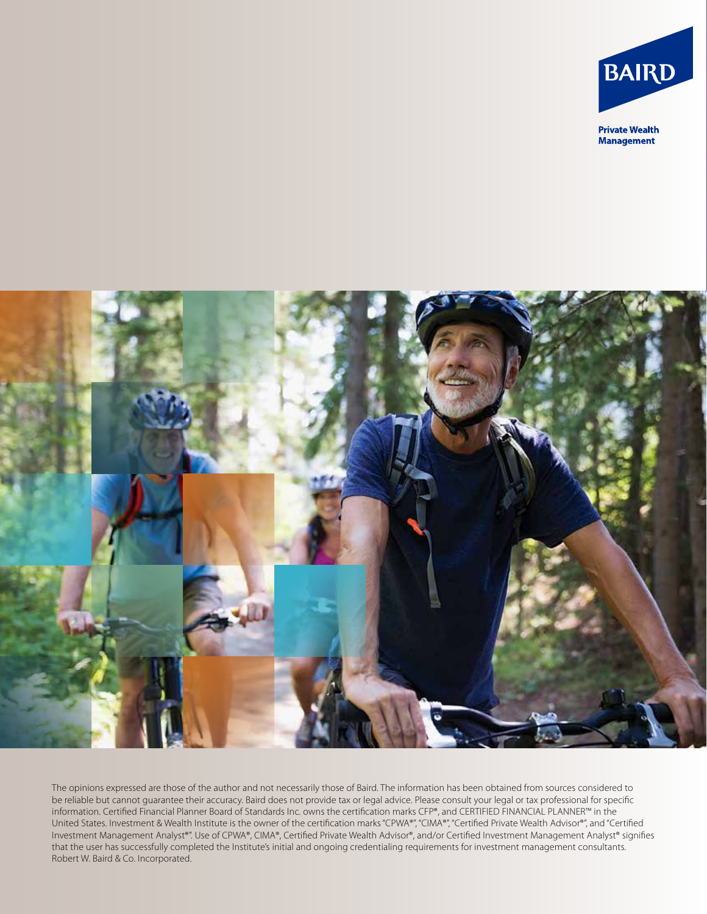BAIRD

Private Wealth Management

The opinions expressed are those of the author and not necessarily those of Baird. The information has been obtained from sources considered to be reliable but cannot guarantee their accuracy. Baird does not provide tax or legal advice. Please consult your legal or tax professional for specific information. Certified Financial Planner Board of Standards Inc. owns the certification marks CFP®, and CERTIFIED FINANCIAL PLANNER™ in the United States. Investment & Wealth Institute is the owner of the certification marks "CPWA®", "CIMA®", "Certified Private Wealth Advisor®", and "Certified Investment Management Analyst®". Use of CPWA®, CIMA®, Certified Private Wealth Advisor®, and/or Certified Investment Management Analyst® signifies that the user has successfully completed the Institute's initial and ongoing credentialing requirements for investment management consultants. Robert W. Baird & Co. Incorporated.